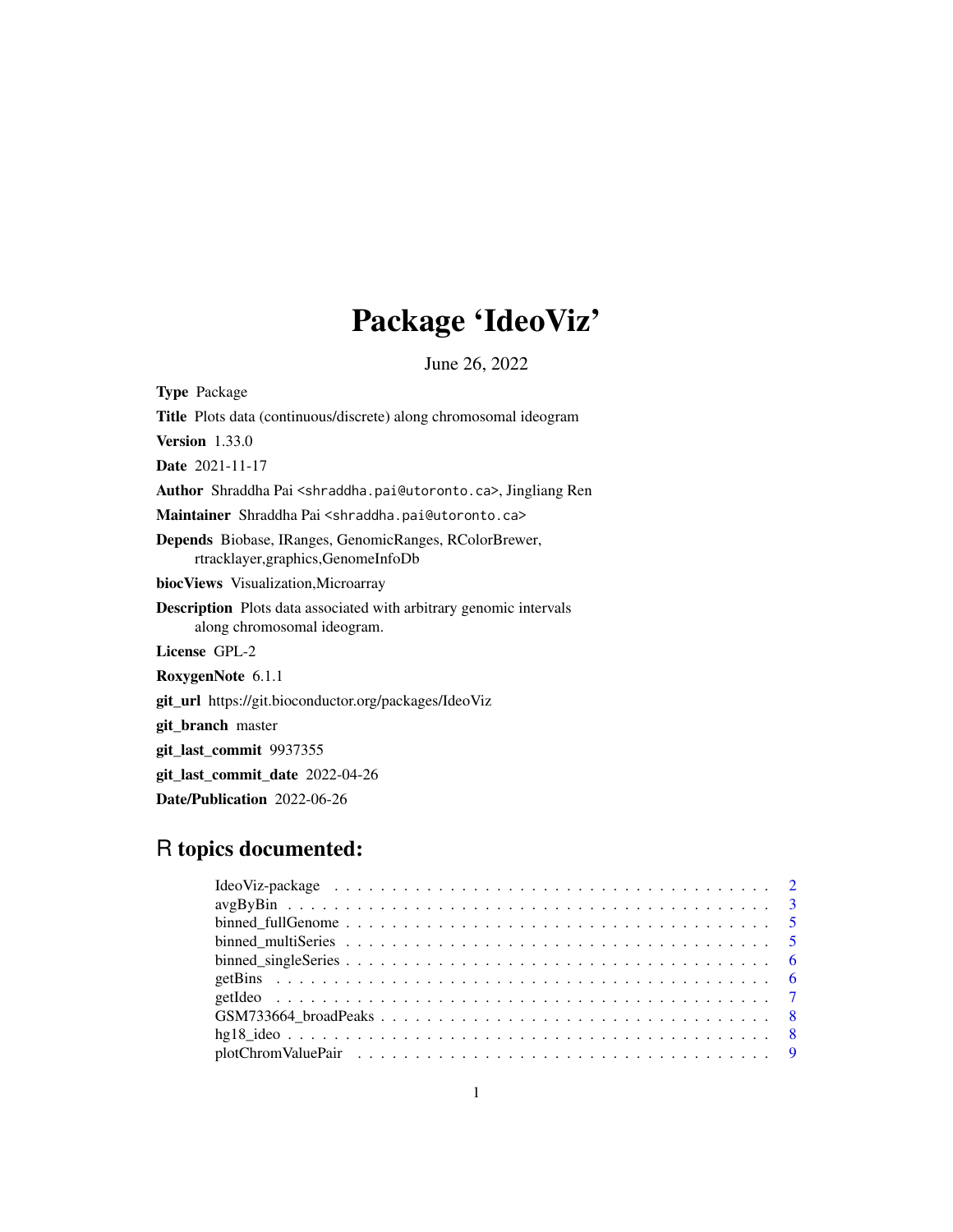# Package 'IdeoViz'

June 26, 2022

**Type** Package

**Title** Plots data (continuous/discrete) along chromosomal ideogram

**Version** 1.33.0

**Date** 2021-11-17

**Author** Shraddha Pai <shraddha.pai@utoronto.ca>, Jingliang Ren

**Maintainer** Shraddha Pai <shraddha.pai@utoronto.ca>

**Depends** Biobase, IRanges, GenomicRanges, RColorBrewer, rtracklayer,graphics,GenomeInfoDb

**biocViews** Visualization,Microarray

**Description** Plots data associated with arbitrary genomic intervals along chromosomal ideogram.

**License** GPL-2

**RoxygenNote** 6.1.1

**git_url** https://git.bioconductor.org/packages/IdeoViz

**git_branch** master

**git_last_commit** 9937355

**git_last_commit_date** 2022-04-26

**Date/Publication** 2022-06-26

## R topics documented:

- IdeoViz-package . . . . . . . . . . . . . . . . . . . . . . . . . . . . . . . . . . . 2
- avgByBin . . . . . . . . . . . . . . . . . . . . . . . . . . . . . . . . . . . . . . . 3
- binned_fullGenome . . . . . . . . . . . . . . . . . . . . . . . . . . . . . . . . . . 5
- binned_multiSeries . . . . . . . . . . . . . . . . . . . . . . . . . . . . . . . . . . 5
- binned_singleSeries . . . . . . . . . . . . . . . . . . . . . . . . . . . . . . . . . 6
- getBins . . . . . . . . . . . . . . . . . . . . . . . . . . . . . . . . . . . . . . . . 6
- getIdeo . . . . . . . . . . . . . . . . . . . . . . . . . . . . . . . . . . . . . . . . 7
- GSM733664_broadPeaks . . . . . . . . . . . . . . . . . . . . . . . . . . . . . . . 8
- hg18_ideo . . . . . . . . . . . . . . . . . . . . . . . . . . . . . . . . . . . . . . . 8
- plotChromValuePair . . . . . . . . . . . . . . . . . . . . . . . . . . . . . . . . . 9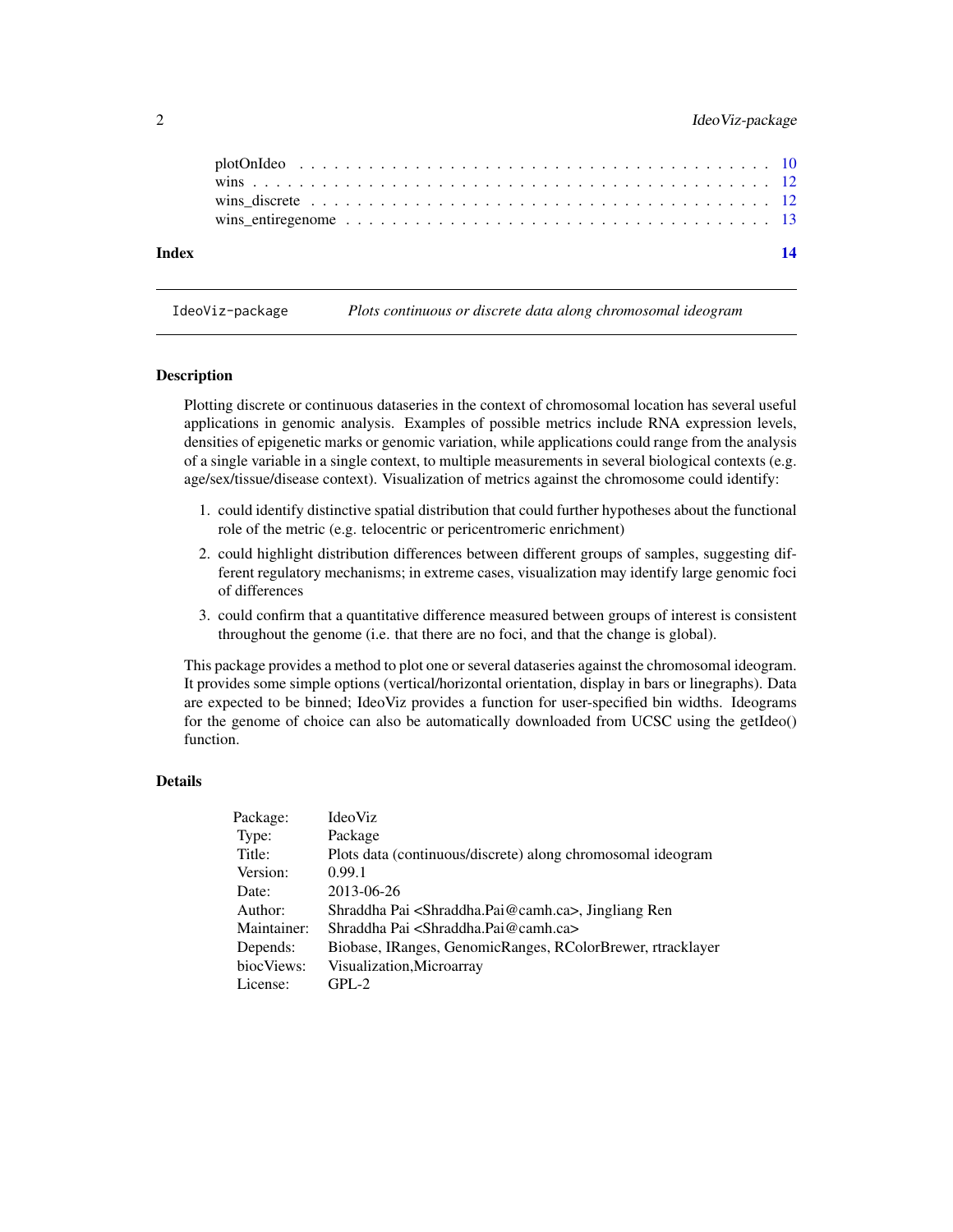plotOnIdeo . . . . . . . . . . . . . . . . . . . . . . . . . . . . . . . . . . . . . . 10
wins . . . . . . . . . . . . . . . . . . . . . . . . . . . . . . . . . . . . . . . . . 12
wins_discrete . . . . . . . . . . . . . . . . . . . . . . . . . . . . . . . . . . . . . 12
wins_entiregenome . . . . . . . . . . . . . . . . . . . . . . . . . . . . . . . . . . 13

**Index** **14**

---

IdeoViz-package *Plots continuous or discrete data along chromosomal ideogram*

---

## Description

Plotting discrete or continuous dataseries in the context of chromosomal location has several useful applications in genomic analysis. Examples of possible metrics include RNA expression levels, densities of epigenetic marks or genomic variation, while applications could range from the analysis of a single variable in a single context, to multiple measurements in several biological contexts (e.g. age/sex/tissue/disease context). Visualization of metrics against the chromosome could identify:

1. could identify distinctive spatial distribution that could further hypotheses about the functional role of the metric (e.g. telocentric or pericentromeric enrichment)
2. could highlight distribution differences between different groups of samples, suggesting different regulatory mechanisms; in extreme cases, visualization may identify large genomic foci of differences
3. could confirm that a quantitative difference measured between groups of interest is consistent throughout the genome (i.e. that there are no foci, and that the change is global).

This package provides a method to plot one or several dataseries against the chromosomal ideogram. It provides some simple options (vertical/horizontal orientation, display in bars or linegraphs). Data are expected to be binned; IdeoViz provides a function for user-specified bin widths. Ideograms for the genome of choice can also be automatically downloaded from UCSC using the getIdeo() function.

## Details

| | |
|---|---|
| Package: | IdeoViz |
| Type: | Package |
| Title: | Plots data (continuous/discrete) along chromosomal ideogram |
| Version: | 0.99.1 |
| Date: | 2013-06-26 |
| Author: | Shraddha Pai <Shraddha.Pai@camh.ca>, Jingliang Ren |
| Maintainer: | Shraddha Pai <Shraddha.Pai@camh.ca> |
| Depends: | Biobase, IRanges, GenomicRanges, RColorBrewer, rtracklayer |
| biocViews: | Visualization,Microarray |
| License: | GPL-2 |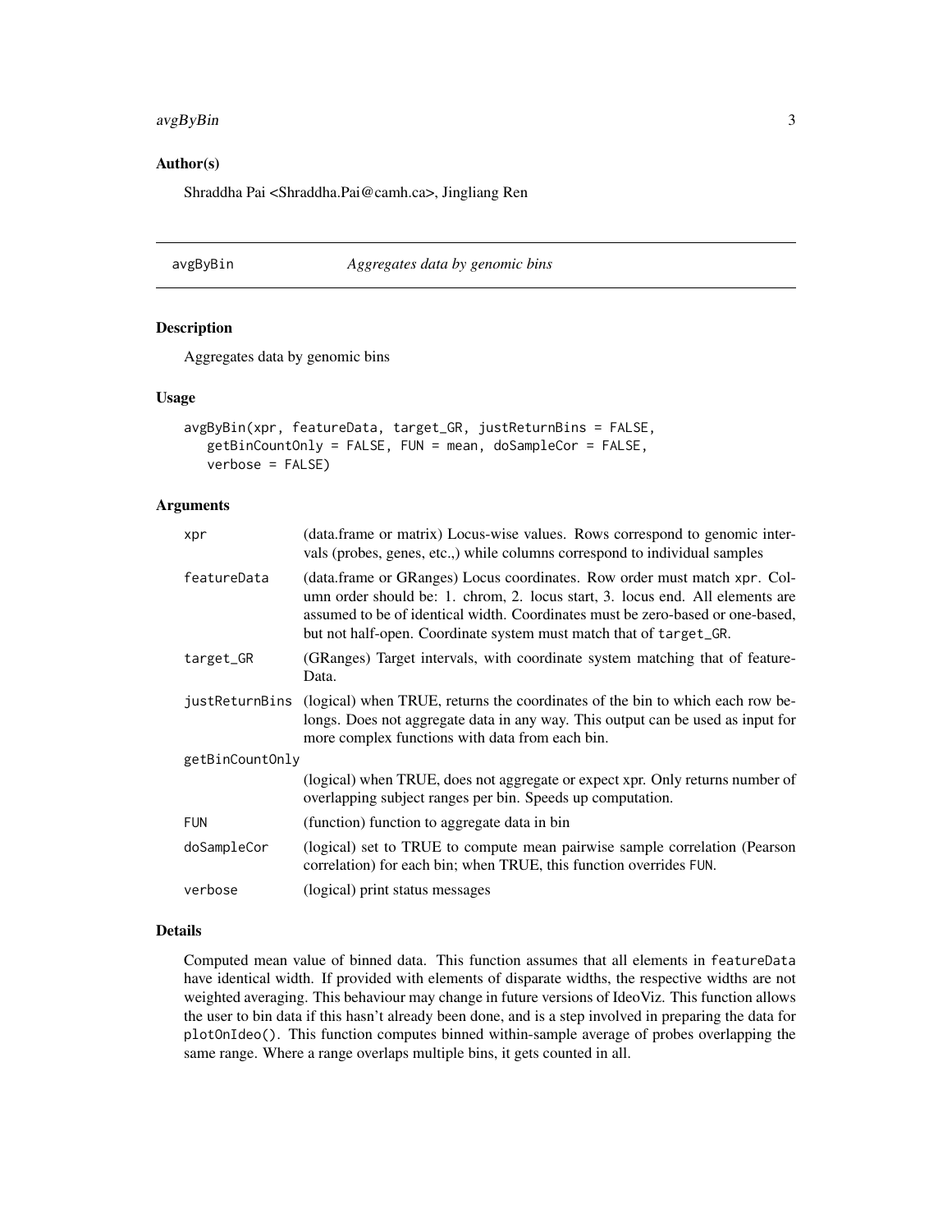## Author(s)

Shraddha Pai <Shraddha.Pai@camh.ca>, Jingliang Ren

---

# avgByBin — *Aggregates data by genomic bins*

## Description

Aggregates data by genomic bins

## Usage

```
avgByBin(xpr, featureData, target_GR, justReturnBins = FALSE,
   getBinCountOnly = FALSE, FUN = mean, doSampleCor = FALSE,
   verbose = FALSE)
```

## Arguments

| | |
|---|---|
| `xpr` | (data.frame or matrix) Locus-wise values. Rows correspond to genomic intervals (probes, genes, etc.,) while columns correspond to individual samples |
| `featureData` | (data.frame or GRanges) Locus coordinates. Row order must match `xpr`. Column order should be: 1. chrom, 2. locus start, 3. locus end. All elements are assumed to be of identical width. Coordinates must be zero-based or one-based, but not half-open. Coordinate system must match that of `target_GR`. |
| `target_GR` | (GRanges) Target intervals, with coordinate system matching that of featureData. |
| `justReturnBins` | (logical) when TRUE, returns the coordinates of the bin to which each row belongs. Does not aggregate data in any way. This output can be used as input for more complex functions with data from each bin. |
| `getBinCountOnly` | (logical) when TRUE, does not aggregate or expect xpr. Only returns number of overlapping subject ranges per bin. Speeds up computation. |
| `FUN` | (function) function to aggregate data in bin |
| `doSampleCor` | (logical) set to TRUE to compute mean pairwise sample correlation (Pearson correlation) for each bin; when TRUE, this function overrides `FUN`. |
| `verbose` | (logical) print status messages |

## Details

Computed mean value of binned data. This function assumes that all elements in `featureData` have identical width. If provided with elements of disparate widths, the respective widths are not weighted averaging. This behaviour may change in future versions of IdeoViz. This function allows the user to bin data if this hasn't already been done, and is a step involved in preparing the data for `plotOnIdeo()`. This function computes binned within-sample average of probes overlapping the same range. Where a range overlaps multiple bins, it gets counted in all.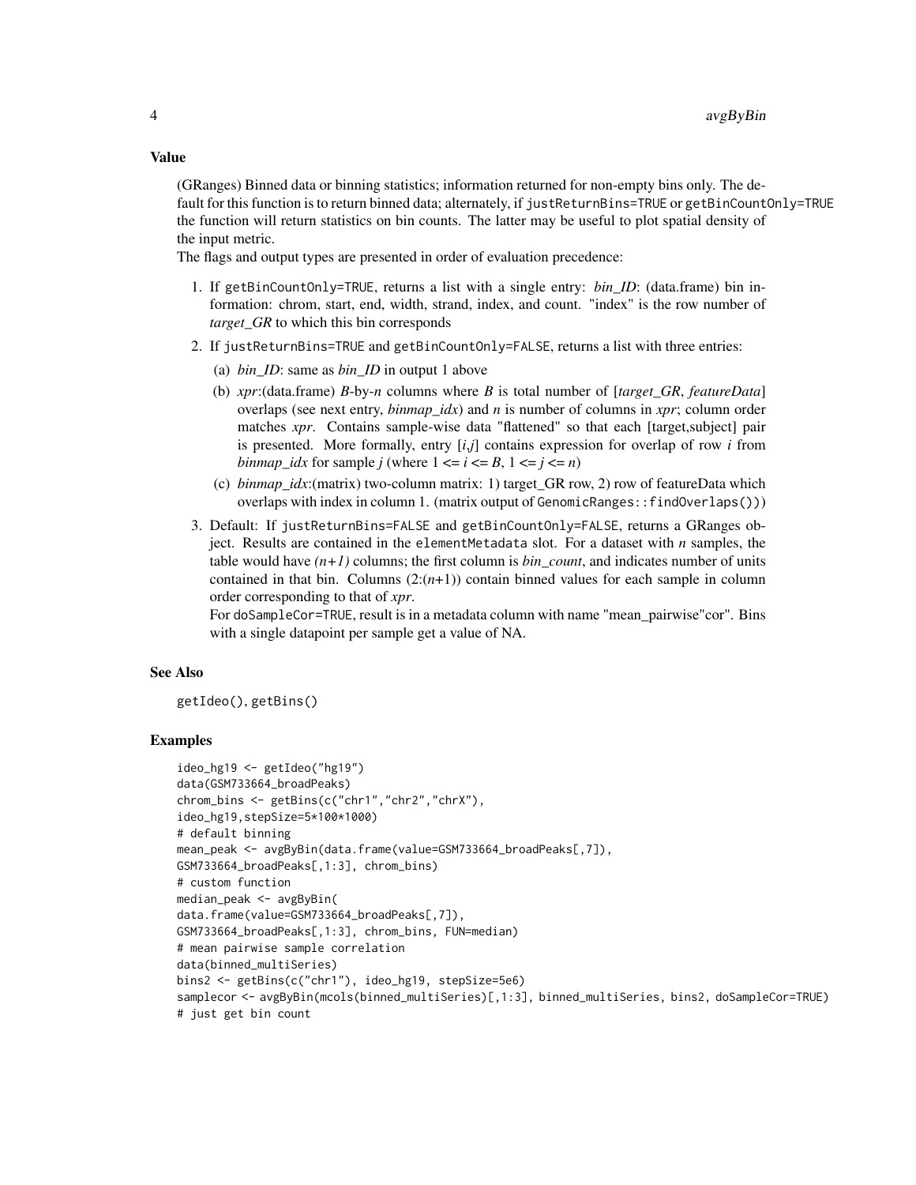## Value

(GRanges) Binned data or binning statistics; information returned for non-empty bins only. The default for this function is to return binned data; alternately, if `justReturnBins=TRUE` or `getBinCountOnly=TRUE` the function will return statistics on bin counts. The latter may be useful to plot spatial density of the input metric.

The flags and output types are presented in order of evaluation precedence:

1. If `getBinCountOnly=TRUE`, returns a list with a single entry: *bin_ID*: (data.frame) bin information: chrom, start, end, width, strand, index, and count. "index" is the row number of *target_GR* to which this bin corresponds
2. If `justReturnBins=TRUE` and `getBinCountOnly=FALSE`, returns a list with three entries:
   (a) *bin_ID*: same as *bin_ID* in output 1 above
   (b) *xpr*:(data.frame) *B*-by-*n* columns where *B* is total number of [*target_GR*, *featureData*] overlaps (see next entry, *binmap_idx*) and *n* is number of columns in *xpr*; column order matches *xpr*. Contains sample-wise data "flattened" so that each [target,subject] pair is presented. More formally, entry [*i*,*j*] contains expression for overlap of row *i* from *binmap_idx* for sample *j* (where $1 <= i <= B$, $1 <= j <= n$)
   (c) *binmap_idx*:(matrix) two-column matrix: 1) target_GR row, 2) row of featureData which overlaps with index in column 1. (matrix output of `GenomicRanges::findOverlaps()`)
3. Default: If `justReturnBins=FALSE` and `getBinCountOnly=FALSE`, returns a GRanges object. Results are contained in the `elementMetadata` slot. For a dataset with *n* samples, the table would have *(n+1)* columns; the first column is *bin_count*, and indicates number of units contained in that bin. Columns (2:(*n*+1)) contain binned values for each sample in column order corresponding to that of *xpr*.
   For `doSampleCor=TRUE`, result is in a metadata column with name "mean_pairwise"cor". Bins with a single datapoint per sample get a value of NA.

## See Also

getIdeo(), getBins()

## Examples

```
ideo_hg19 <- getIdeo("hg19")
data(GSM733664_broadPeaks)
chrom_bins <- getBins(c("chr1","chr2","chrX"),
ideo_hg19,stepSize=5*100*1000)
# default binning
mean_peak <- avgByBin(data.frame(value=GSM733664_broadPeaks[,7]),
GSM733664_broadPeaks[,1:3], chrom_bins)
# custom function
median_peak <- avgByBin(
data.frame(value=GSM733664_broadPeaks[,7]),
GSM733664_broadPeaks[,1:3], chrom_bins, FUN=median)
# mean pairwise sample correlation
data(binned_multiSeries)
bins2 <- getBins(c("chr1"), ideo_hg19, stepSize=5e6)
samplecor <- avgByBin(mcols(binned_multiSeries)[,1:3], binned_multiSeries, bins2, doSampleCor=TRUE)
# just get bin count
```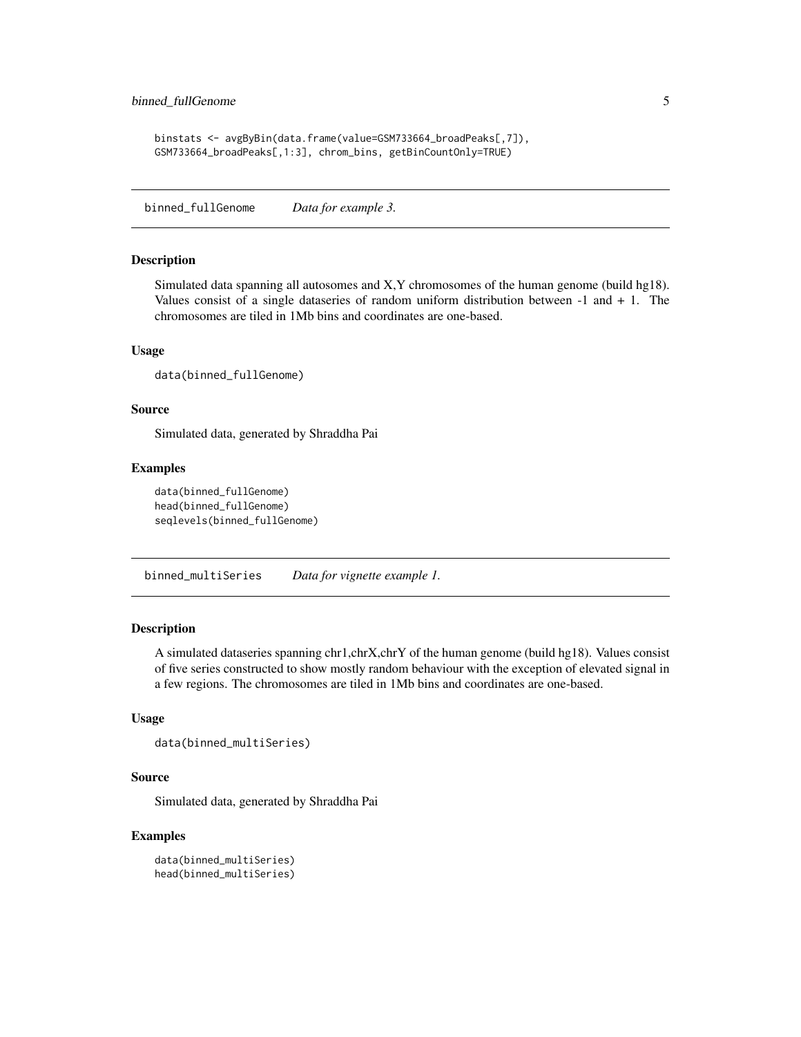```
binstats <- avgByBin(data.frame(value=GSM733664_broadPeaks[,7]),
GSM733664_broadPeaks[,1:3], chrom_bins, getBinCountOnly=TRUE)
```

## binned_fullGenome *Data for example 3.*

### Description

Simulated data spanning all autosomes and X,Y chromosomes of the human genome (build hg18). Values consist of a single dataseries of random uniform distribution between -1 and + 1. The chromosomes are tiled in 1Mb bins and coordinates are one-based.

### Usage

```
data(binned_fullGenome)
```

### Source

Simulated data, generated by Shraddha Pai

### Examples

```
data(binned_fullGenome)
head(binned_fullGenome)
seqlevels(binned_fullGenome)
```

## binned_multiSeries *Data for vignette example 1.*

### Description

A simulated dataseries spanning chr1,chrX,chrY of the human genome (build hg18). Values consist of five series constructed to show mostly random behaviour with the exception of elevated signal in a few regions. The chromosomes are tiled in 1Mb bins and coordinates are one-based.

### Usage

```
data(binned_multiSeries)
```

### Source

Simulated data, generated by Shraddha Pai

### Examples

```
data(binned_multiSeries)
head(binned_multiSeries)
```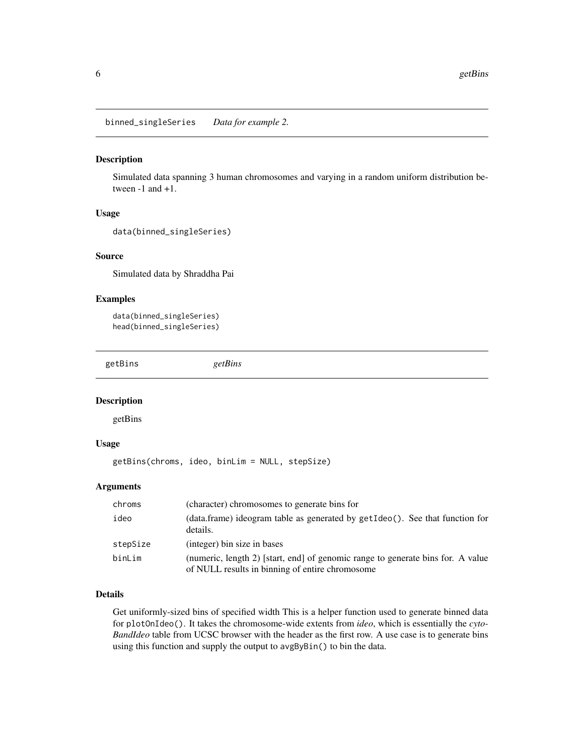## binned_singleSeries    *Data for example 2.*

### Description

Simulated data spanning 3 human chromosomes and varying in a random uniform distribution between -1 and +1.

### Usage

```
data(binned_singleSeries)
```

### Source

Simulated data by Shraddha Pai

### Examples

```
data(binned_singleSeries)
head(binned_singleSeries)
```

## getBins    *getBins*

### Description

getBins

### Usage

```
getBins(chroms, ideo, binLim = NULL, stepSize)
```

### Arguments

| | |
|---|---|
| chroms | (character) chromosomes to generate bins for |
| ideo | (data.frame) ideogram table as generated by `getIdeo()`. See that function for details. |
| stepSize | (integer) bin size in bases |
| binLim | (numeric, length 2) [start, end] of genomic range to generate bins for. A value of NULL results in binning of entire chromosome |

### Details

Get uniformly-sized bins of specified width This is a helper function used to generate binned data for `plotOnIdeo()`. It takes the chromosome-wide extents from *ideo*, which is essentially the *cytoBandIdeo* table from UCSC browser with the header as the first row. A use case is to generate bins using this function and supply the output to `avgByBin()` to bin the data.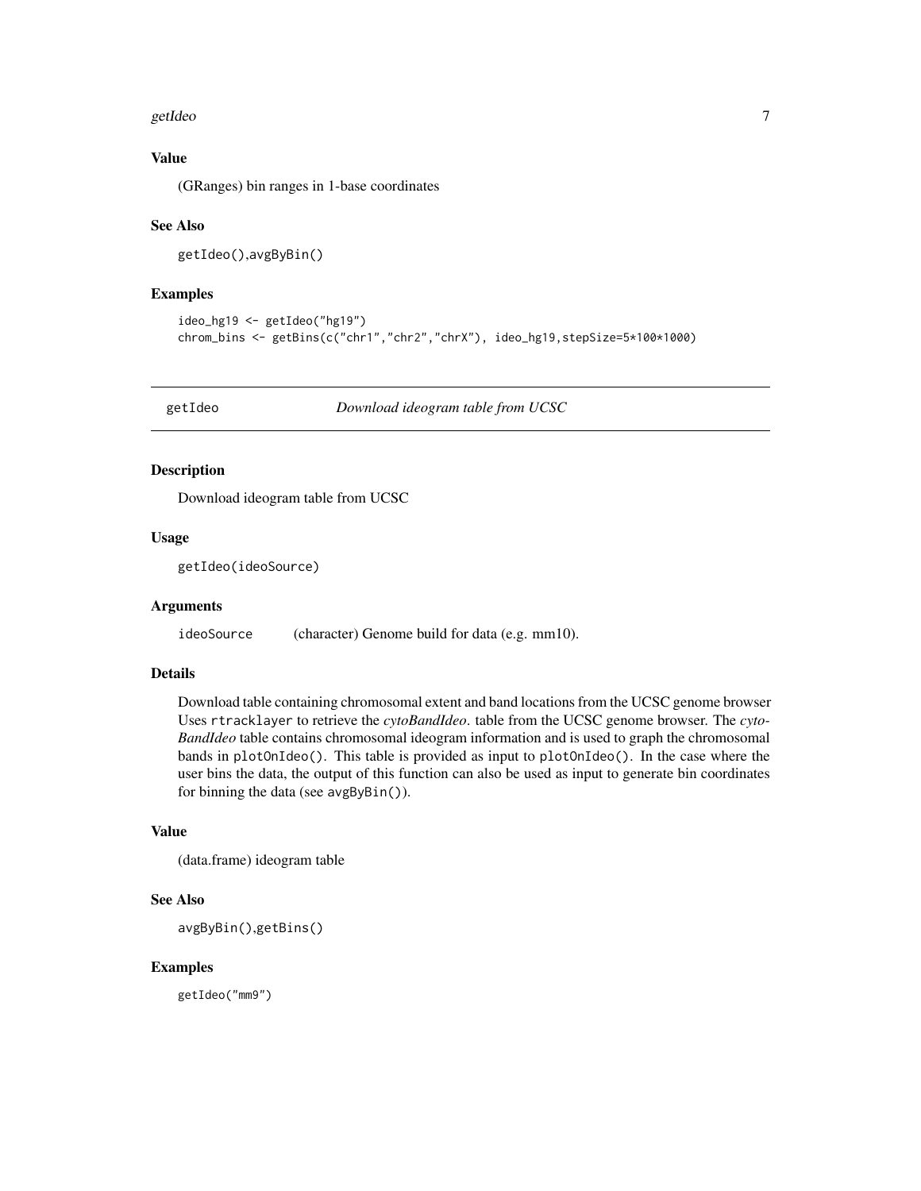### Value

(GRanges) bin ranges in 1-base coordinates

### See Also

getIdeo(),avgByBin()

### Examples

```
ideo_hg19 <- getIdeo("hg19")
chrom_bins <- getBins(c("chr1","chr2","chrX"), ideo_hg19,stepSize=5*100*1000)
```

## getIdeo *Download ideogram table from UCSC*

### Description

Download ideogram table from UCSC

### Usage

```
getIdeo(ideoSource)
```

### Arguments

| | |
|---|---|
| ideoSource | (character) Genome build for data (e.g. mm10). |

### Details

Download table containing chromosomal extent and band locations from the UCSC genome browser Uses `rtracklayer` to retrieve the *cytoBandIdeo*. table from the UCSC genome browser. The *cytoBandIdeo* table contains chromosomal ideogram information and is used to graph the chromosomal bands in `plotOnIdeo()`. This table is provided as input to `plotOnIdeo()`. In the case where the user bins the data, the output of this function can also be used as input to generate bin coordinates for binning the data (see `avgByBin()`).

### Value

(data.frame) ideogram table

### See Also

avgByBin(),getBins()

### Examples

```
getIdeo("mm9")
```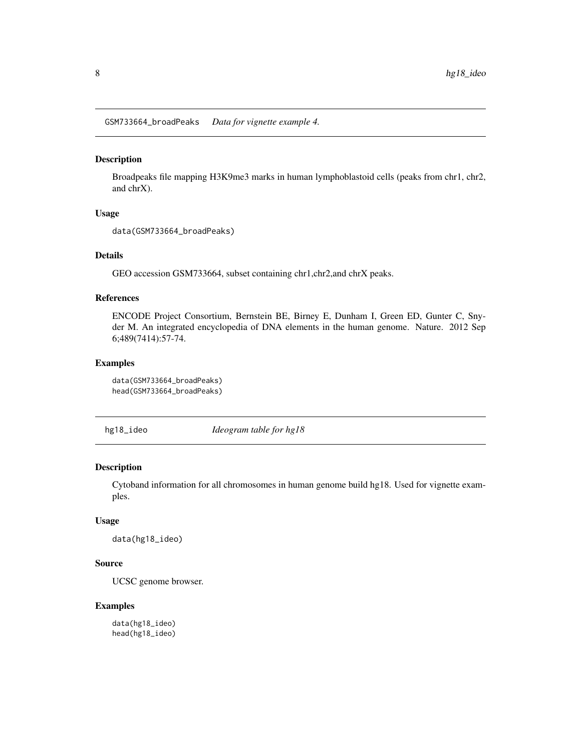## GSM733664_broadPeaks *Data for vignette example 4.*

### Description

Broadpeaks file mapping H3K9me3 marks in human lymphoblastoid cells (peaks from chr1, chr2, and chrX).

### Usage

```
data(GSM733664_broadPeaks)
```

### Details

GEO accession GSM733664, subset containing chr1,chr2,and chrX peaks.

### References

ENCODE Project Consortium, Bernstein BE, Birney E, Dunham I, Green ED, Gunter C, Snyder M. An integrated encyclopedia of DNA elements in the human genome. Nature. 2012 Sep 6;489(7414):57-74.

### Examples

```
data(GSM733664_broadPeaks)
head(GSM733664_broadPeaks)
```

## hg18_ideo *Ideogram table for hg18*

### Description

Cytoband information for all chromosomes in human genome build hg18. Used for vignette examples.

### Usage

```
data(hg18_ideo)
```

### Source

UCSC genome browser.

### Examples

```
data(hg18_ideo)
head(hg18_ideo)
```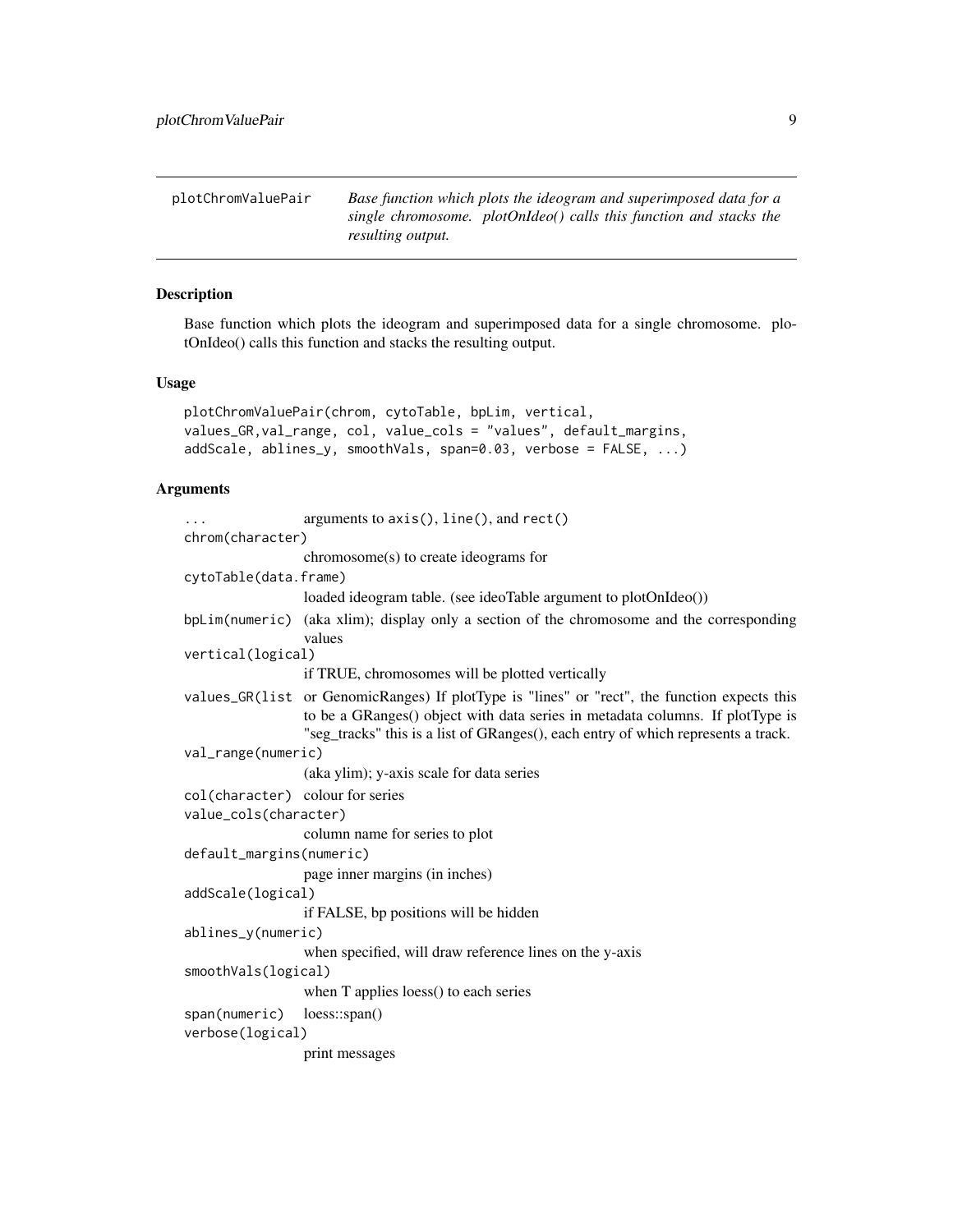plotChromValuePair *Base function which plots the ideogram and superimposed data for a single chromosome. plotOnIdeo() calls this function and stacks the resulting output.*

## Description

Base function which plots the ideogram and superimposed data for a single chromosome. plotOnIdeo() calls this function and stacks the resulting output.

## Usage

```
plotChromValuePair(chrom, cytoTable, bpLim, vertical,
values_GR,val_range, col, value_cols = "values", default_margins,
addScale, ablines_y, smoothVals, span=0.03, verbose = FALSE, ...)
```

## Arguments

| | |
|---|---|
| `...` | arguments to `axis()`, `line()`, and `rect()` |
| `chrom(character)` | chromosome(s) to create ideograms for |
| `cytoTable(data.frame)` | loaded ideogram table. (see ideoTable argument to plotOnIdeo()) |
| `bpLim(numeric)` | (aka xlim); display only a section of the chromosome and the corresponding values |
| `vertical(logical)` | if TRUE, chromosomes will be plotted vertically |
| `values_GR(list` | or GenomicRanges) If plotType is "lines" or "rect", the function expects this to be a GRanges() object with data series in metadata columns. If plotType is "seg_tracks" this is a list of GRanges(), each entry of which represents a track. |
| `val_range(numeric)` | (aka ylim); y-axis scale for data series |
| `col(character)` | colour for series |
| `value_cols(character)` | column name for series to plot |
| `default_margins(numeric)` | page inner margins (in inches) |
| `addScale(logical)` | if FALSE, bp positions will be hidden |
| `ablines_y(numeric)` | when specified, will draw reference lines on the y-axis |
| `smoothVals(logical)` | when T applies loess() to each series |
| `span(numeric)` | loess::span() |
| `verbose(logical)` | print messages |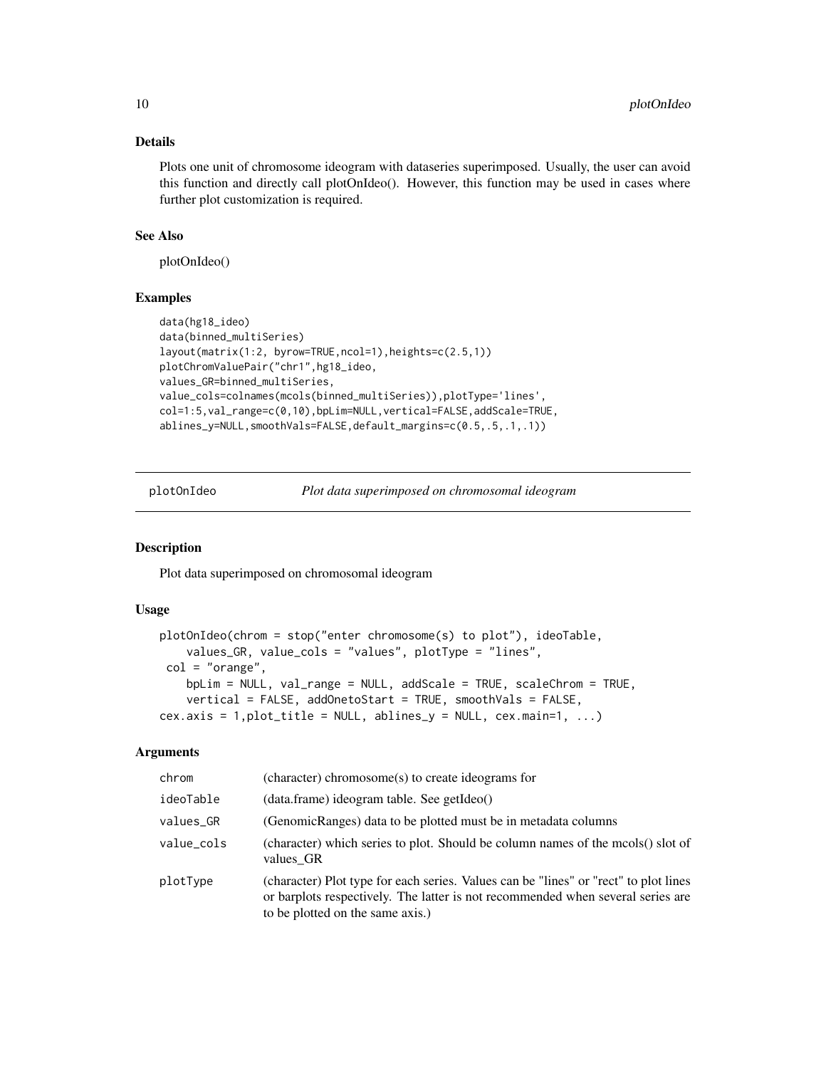## Details

Plots one unit of chromosome ideogram with dataseries superimposed. Usually, the user can avoid this function and directly call plotOnIdeo(). However, this function may be used in cases where further plot customization is required.

## See Also

plotOnIdeo()

## Examples

```
data(hg18_ideo)
data(binned_multiSeries)
layout(matrix(1:2, byrow=TRUE,ncol=1),heights=c(2.5,1))
plotChromValuePair("chr1",hg18_ideo,
values_GR=binned_multiSeries,
value_cols=colnames(mcols(binned_multiSeries)),plotType='lines',
col=1:5,val_range=c(0,10),bpLim=NULL,vertical=FALSE,addScale=TRUE,
ablines_y=NULL,smoothVals=FALSE,default_margins=c(0.5,.5,.1,.1))
```

---

# plotOnIdeo *Plot data superimposed on chromosomal ideogram*

## Description

Plot data superimposed on chromosomal ideogram

## Usage

```
plotOnIdeo(chrom = stop("enter chromosome(s) to plot"), ideoTable,
    values_GR, value_cols = "values", plotType = "lines",
 col = "orange",
    bpLim = NULL, val_range = NULL, addScale = TRUE, scaleChrom = TRUE,
    vertical = FALSE, addOnetoStart = TRUE, smoothVals = FALSE,
cex.axis = 1,plot_title = NULL, ablines_y = NULL, cex.main=1, ...)
```

## Arguments

| | |
|---|---|
| chrom | (character) chromosome(s) to create ideograms for |
| ideoTable | (data.frame) ideogram table. See getIdeo() |
| values_GR | (GenomicRanges) data to be plotted must be in metadata columns |
| value_cols | (character) which series to plot. Should be column names of the mcols() slot of values_GR |
| plotType | (character) Plot type for each series. Values can be "lines" or "rect" to plot lines or barplots respectively. The latter is not recommended when several series are to be plotted on the same axis.) |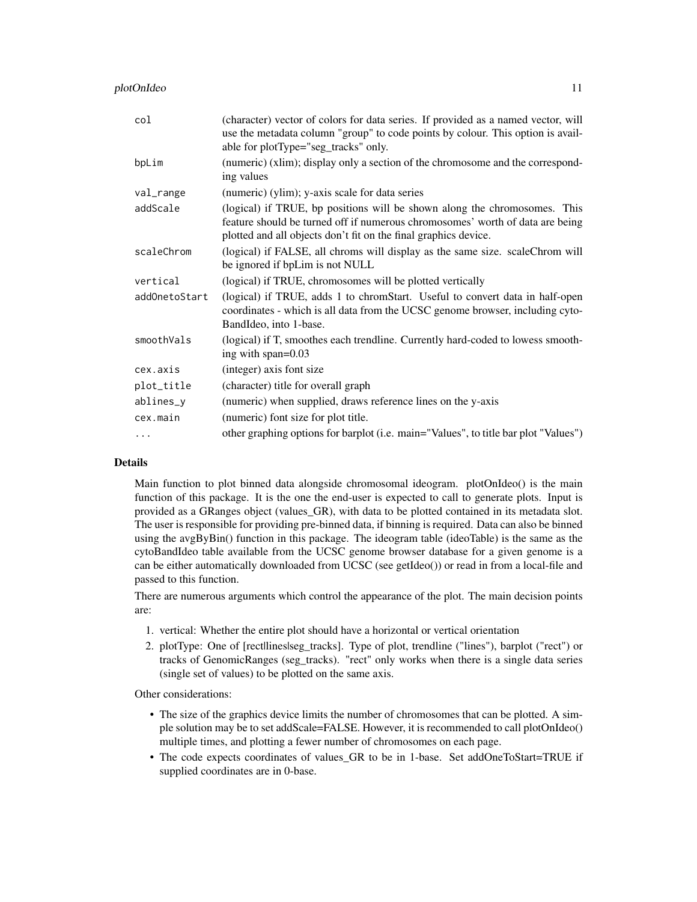| | |
|---|---|
| col | (character) vector of colors for data series. If provided as a named vector, will use the metadata column "group" to code points by colour. This option is available for plotType="seg_tracks" only. |
| bpLim | (numeric) (xlim); display only a section of the chromosome and the corresponding values |
| val_range | (numeric) (ylim); y-axis scale for data series |
| addScale | (logical) if TRUE, bp positions will be shown along the chromosomes. This feature should be turned off if numerous chromosomes' worth of data are being plotted and all objects don't fit on the final graphics device. |
| scaleChrom | (logical) if FALSE, all chroms will display as the same size. scaleChrom will be ignored if bpLim is not NULL |
| vertical | (logical) if TRUE, chromosomes will be plotted vertically |
| addOnetoStart | (logical) if TRUE, adds 1 to chromStart. Useful to convert data in half-open coordinates - which is all data from the UCSC genome browser, including cytoBandIdeo, into 1-base. |
| smoothVals | (logical) if T, smoothes each trendline. Currently hard-coded to lowess smoothing with span=0.03 |
| cex.axis | (integer) axis font size |
| plot_title | (character) title for overall graph |
| ablines_y | (numeric) when supplied, draws reference lines on the y-axis |
| cex.main | (numeric) font size for plot title. |
| ... | other graphing options for barplot (i.e. main="Values", to title bar plot "Values") |

## Details

Main function to plot binned data alongside chromosomal ideogram. plotOnIdeo() is the main function of this package. It is the one the end-user is expected to call to generate plots. Input is provided as a GRanges object (values_GR), with data to be plotted contained in its metadata slot. The user is responsible for providing pre-binned data, if binning is required. Data can also be binned using the avgByBin() function in this package. The ideogram table (ideoTable) is the same as the cytoBandIdeo table available from the UCSC genome browser database for a given genome is a can be either automatically downloaded from UCSC (see getIdeo()) or read in from a local-file and passed to this function.

There are numerous arguments which control the appearance of the plot. The main decision points are:

1. vertical: Whether the entire plot should have a horizontal or vertical orientation
2. plotType: One of [rect|lines|seg_tracks]. Type of plot, trendline ("lines"), barplot ("rect") or tracks of GenomicRanges (seg_tracks). "rect" only works when there is a single data series (single set of values) to be plotted on the same axis.

Other considerations:

- The size of the graphics device limits the number of chromosomes that can be plotted. A simple solution may be to set addScale=FALSE. However, it is recommended to call plotOnIdeo() multiple times, and plotting a fewer number of chromosomes on each page.
- The code expects coordinates of values_GR to be in 1-base. Set addOneToStart=TRUE if supplied coordinates are in 0-base.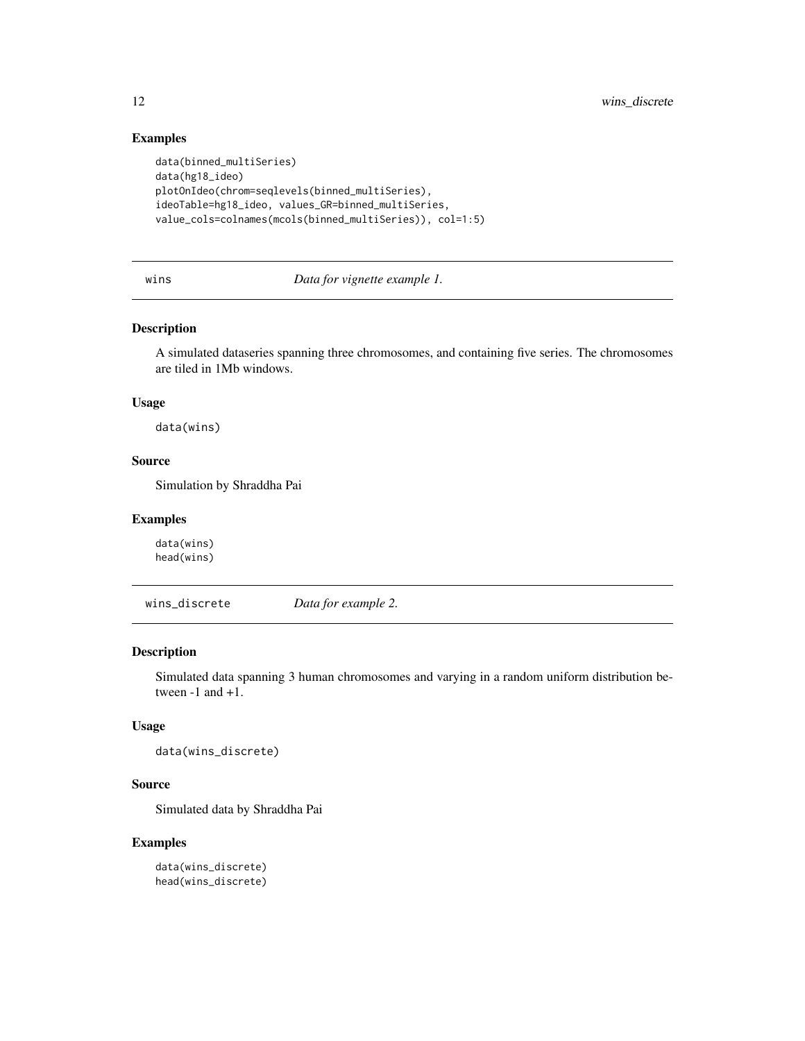### Examples

```
data(binned_multiSeries)
data(hg18_ideo)
plotOnIdeo(chrom=seqlevels(binned_multiSeries),
ideoTable=hg18_ideo, values_GR=binned_multiSeries,
value_cols=colnames(mcols(binned_multiSeries)), col=1:5)
```

---

## wins — *Data for vignette example 1.*

### Description

A simulated dataseries spanning three chromosomes, and containing five series. The chromosomes are tiled in 1Mb windows.

### Usage

```
data(wins)
```

### Source

Simulation by Shraddha Pai

### Examples

```
data(wins)
head(wins)
```

---

## wins_discrete — *Data for example 2.*

### Description

Simulated data spanning 3 human chromosomes and varying in a random uniform distribution between -1 and +1.

### Usage

```
data(wins_discrete)
```

### Source

Simulated data by Shraddha Pai

### Examples

```
data(wins_discrete)
head(wins_discrete)
```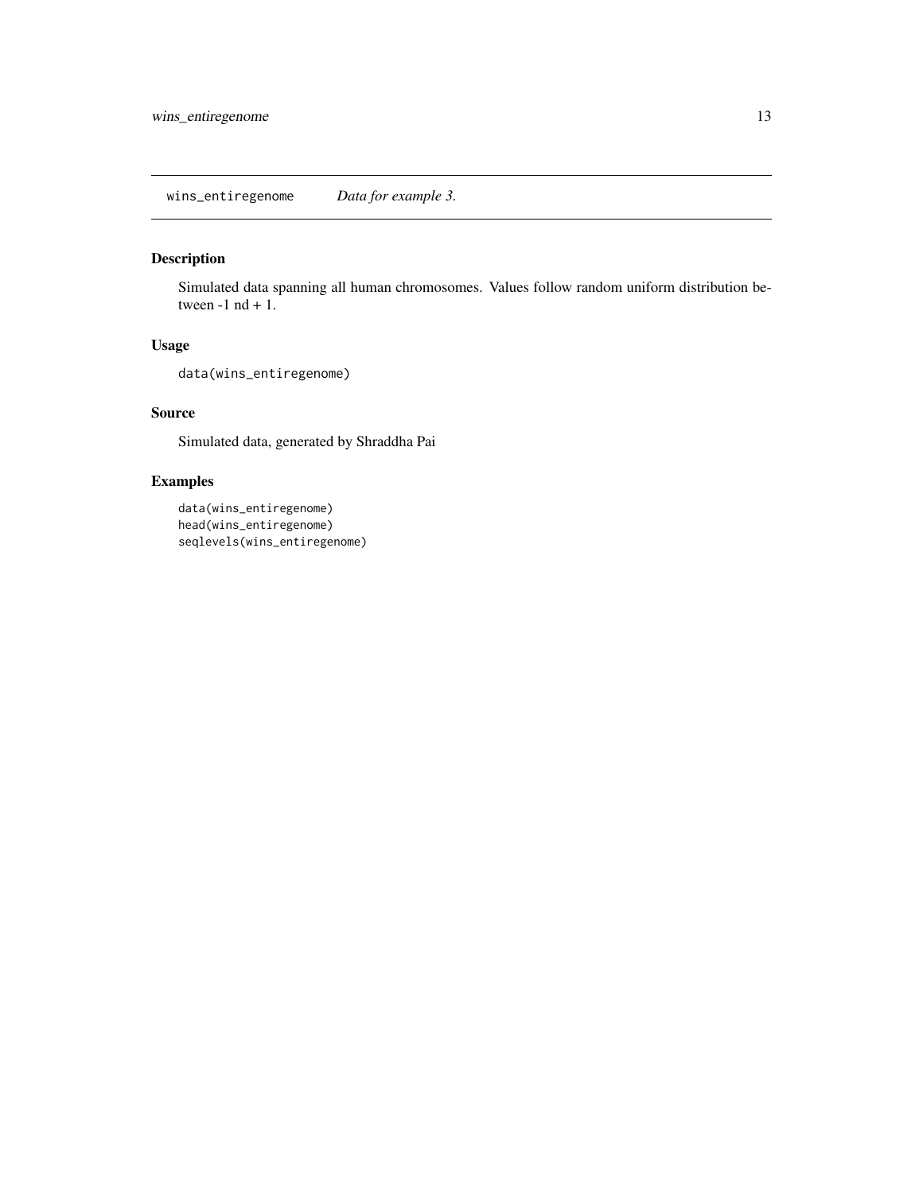## wins_entiregenome — *Data for example 3.*

### Description

Simulated data spanning all human chromosomes. Values follow random uniform distribution between -1 nd + 1.

### Usage

```
data(wins_entiregenome)
```

### Source

Simulated data, generated by Shraddha Pai

### Examples

```
data(wins_entiregenome)
head(wins_entiregenome)
seqlevels(wins_entiregenome)
```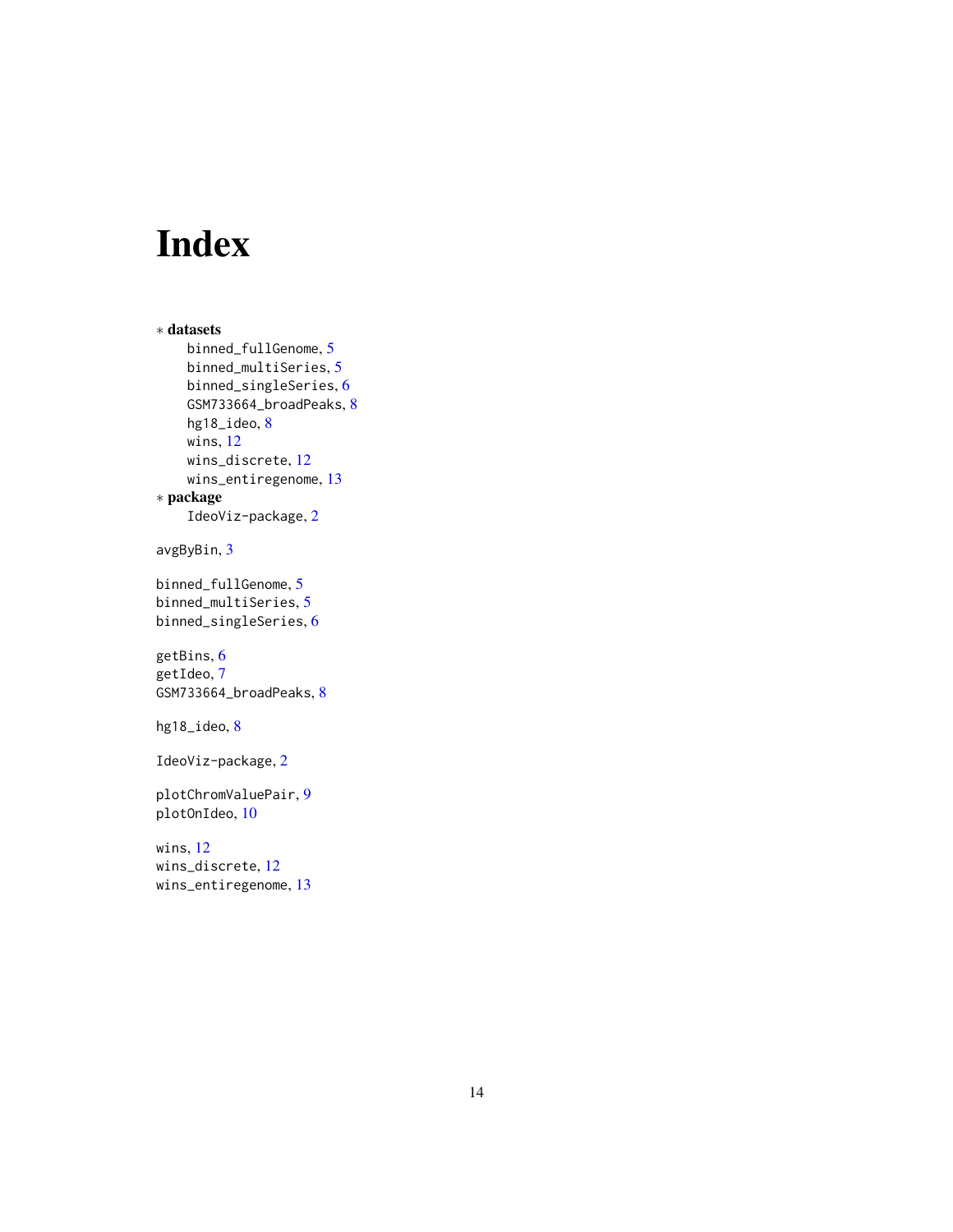# Index

∗ **datasets**
    binned_fullGenome, 5
    binned_multiSeries, 5
    binned_singleSeries, 6
    GSM733664_broadPeaks, 8
    hg18_ideo, 8
    wins, 12
    wins_discrete, 12
    wins_entiregenome, 13

∗ **package**
    IdeoViz-package, 2

avgByBin, 3

binned_fullGenome, 5
binned_multiSeries, 5
binned_singleSeries, 6

getBins, 6
getIdeo, 7
GSM733664_broadPeaks, 8

hg18_ideo, 8

IdeoViz-package, 2

plotChromValuePair, 9
plotOnIdeo, 10

wins, 12
wins_discrete, 12
wins_entiregenome, 13